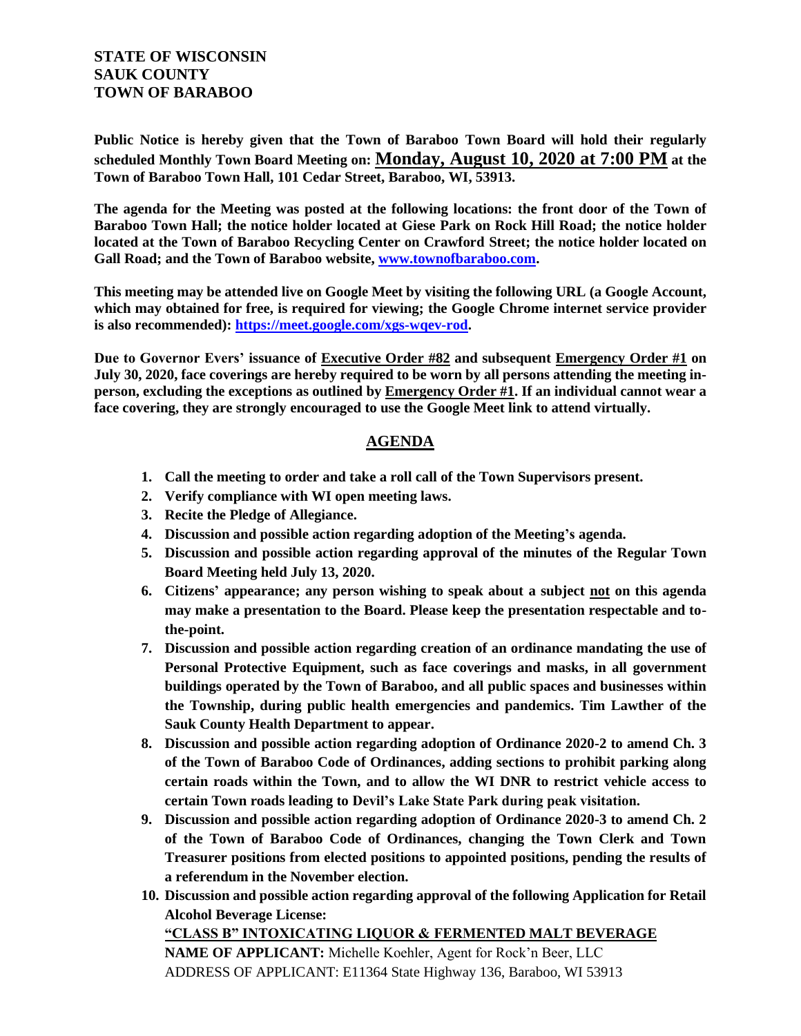**STATE OF WISCONSIN**
**SAUK COUNTY**
**TOWN OF BARABOO**

**Public Notice is hereby given that the Town of Baraboo Town Board will hold their regularly scheduled Monthly Town Board Meeting on: Monday, August 10, 2020 at 7:00 PM at the Town of Baraboo Town Hall, 101 Cedar Street, Baraboo, WI, 53913.**

**The agenda for the Meeting was posted at the following locations: the front door of the Town of Baraboo Town Hall; the notice holder located at Giese Park on Rock Hill Road; the notice holder located at the Town of Baraboo Recycling Center on Crawford Street; the notice holder located on Gall Road; and the Town of Baraboo website, www.townofbaraboo.com.**

**This meeting may be attended live on Google Meet by visiting the following URL (a Google Account, which may obtained for free, is required for viewing; the Google Chrome internet service provider is also recommended): https://meet.google.com/xgs-wqev-rod.**

**Due to Governor Evers' issuance of Executive Order #82 and subsequent Emergency Order #1 on July 30, 2020, face coverings are hereby required to be worn by all persons attending the meeting in-person, excluding the exceptions as outlined by Emergency Order #1. If an individual cannot wear a face covering, they are strongly encouraged to use the Google Meet link to attend virtually.**

## AGENDA

1. **Call the meeting to order and take a roll call of the Town Supervisors present.**
2. **Verify compliance with WI open meeting laws.**
3. **Recite the Pledge of Allegiance.**
4. **Discussion and possible action regarding adoption of the Meeting's agenda.**
5. **Discussion and possible action regarding approval of the minutes of the Regular Town Board Meeting held July 13, 2020.**
6. **Citizens' appearance; any person wishing to speak about a subject not on this agenda may make a presentation to the Board. Please keep the presentation respectable and to-the-point.**
7. **Discussion and possible action regarding creation of an ordinance mandating the use of Personal Protective Equipment, such as face coverings and masks, in all government buildings operated by the Town of Baraboo, and all public spaces and businesses within the Township, during public health emergencies and pandemics. Tim Lawther of the Sauk County Health Department to appear.**
8. **Discussion and possible action regarding adoption of Ordinance 2020-2 to amend Ch. 3 of the Town of Baraboo Code of Ordinances, adding sections to prohibit parking along certain roads within the Town, and to allow the WI DNR to restrict vehicle access to certain Town roads leading to Devil's Lake State Park during peak visitation.**
9. **Discussion and possible action regarding adoption of Ordinance 2020-3 to amend Ch. 2 of the Town of Baraboo Code of Ordinances, changing the Town Clerk and Town Treasurer positions from elected positions to appointed positions, pending the results of a referendum in the November election.**
10. **Discussion and possible action regarding approval of the following Application for Retail Alcohol Beverage License:**

    **"CLASS B" INTOXICATING LIQUOR & FERMENTED MALT BEVERAGE**

    **NAME OF APPLICANT:** Michelle Koehler, Agent for Rock'n Beer, LLC

    ADDRESS OF APPLICANT: E11364 State Highway 136, Baraboo, WI 53913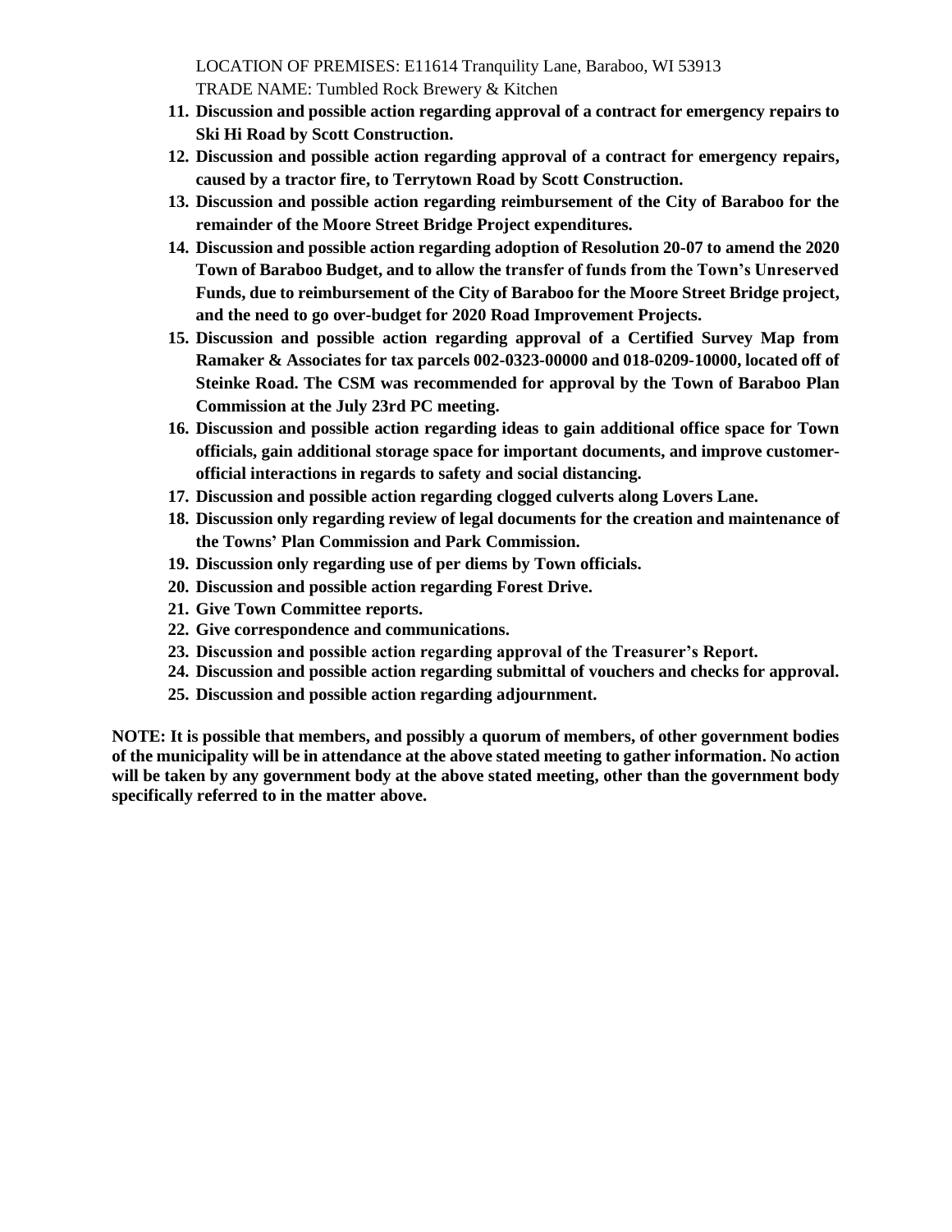LOCATION OF PREMISES: E11614 Tranquility Lane, Baraboo, WI 53913
TRADE NAME: Tumbled Rock Brewery & Kitchen

11. **Discussion and possible action regarding approval of a contract for emergency repairs to Ski Hi Road by Scott Construction.**
12. **Discussion and possible action regarding approval of a contract for emergency repairs, caused by a tractor fire, to Terrytown Road by Scott Construction.**
13. **Discussion and possible action regarding reimbursement of the City of Baraboo for the remainder of the Moore Street Bridge Project expenditures.**
14. **Discussion and possible action regarding adoption of Resolution 20-07 to amend the 2020 Town of Baraboo Budget, and to allow the transfer of funds from the Town's Unreserved Funds, due to reimbursement of the City of Baraboo for the Moore Street Bridge project, and the need to go over-budget for 2020 Road Improvement Projects.**
15. **Discussion and possible action regarding approval of a Certified Survey Map from Ramaker & Associates for tax parcels 002-0323-00000 and 018-0209-10000, located off of Steinke Road. The CSM was recommended for approval by the Town of Baraboo Plan Commission at the July 23rd PC meeting.**
16. **Discussion and possible action regarding ideas to gain additional office space for Town officials, gain additional storage space for important documents, and improve customer-official interactions in regards to safety and social distancing.**
17. **Discussion and possible action regarding clogged culverts along Lovers Lane.**
18. **Discussion only regarding review of legal documents for the creation and maintenance of the Towns' Plan Commission and Park Commission.**
19. **Discussion only regarding use of per diems by Town officials.**
20. **Discussion and possible action regarding Forest Drive.**
21. **Give Town Committee reports.**
22. **Give correspondence and communications.**
23. **Discussion and possible action regarding approval of the Treasurer's Report.**
24. **Discussion and possible action regarding submittal of vouchers and checks for approval.**
25. **Discussion and possible action regarding adjournment.**

**NOTE: It is possible that members, and possibly a quorum of members, of other government bodies of the municipality will be in attendance at the above stated meeting to gather information. No action will be taken by any government body at the above stated meeting, other than the government body specifically referred to in the matter above.**